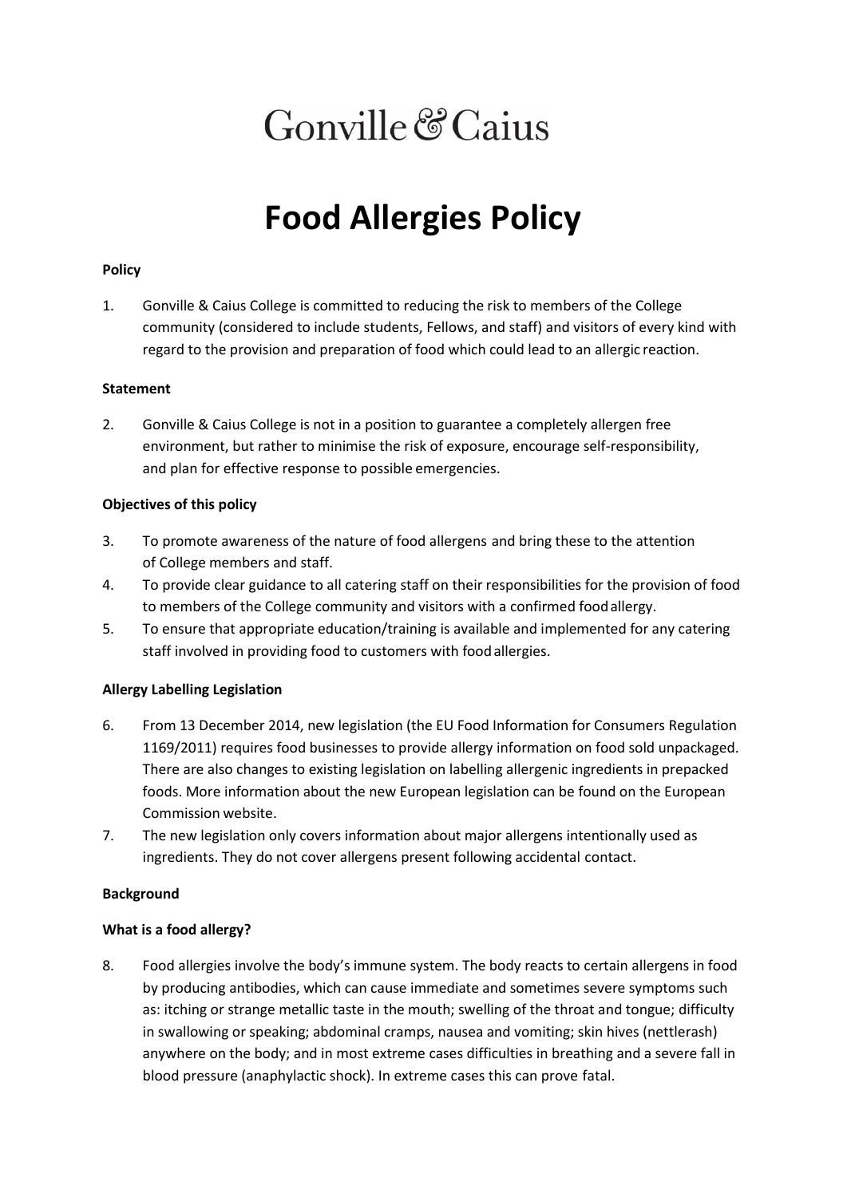Gonville & Caius

# Food Allergies Policy

**Policy**

1. Gonville & Caius College is committed to reducing the risk to members of the College community (considered to include students, Fellows, and staff) and visitors of every kind with regard to the provision and preparation of food which could lead to an allergic reaction.

**Statement**

2. Gonville & Caius College is not in a position to guarantee a completely allergen free environment, but rather to minimise the risk of exposure, encourage self-responsibility, and plan for effective response to possible emergencies.

**Objectives of this policy**

3. To promote awareness of the nature of food allergens and bring these to the attention of College members and staff.
4. To provide clear guidance to all catering staff on their responsibilities for the provision of food to members of the College community and visitors with a confirmed food allergy.
5. To ensure that appropriate education/training is available and implemented for any catering staff involved in providing food to customers with food allergies.

**Allergy Labelling Legislation**

6. From 13 December 2014, new legislation (the EU Food Information for Consumers Regulation 1169/2011) requires food businesses to provide allergy information on food sold unpackaged. There are also changes to existing legislation on labelling allergenic ingredients in prepacked foods. More information about the new European legislation can be found on the European Commission website.
7. The new legislation only covers information about major allergens intentionally used as ingredients. They do not cover allergens present following accidental contact.

**Background**

**What is a food allergy?**

8. Food allergies involve the body's immune system. The body reacts to certain allergens in food by producing antibodies, which can cause immediate and sometimes severe symptoms such as: itching or strange metallic taste in the mouth; swelling of the throat and tongue; difficulty in swallowing or speaking; abdominal cramps, nausea and vomiting; skin hives (nettlerash) anywhere on the body; and in most extreme cases difficulties in breathing and a severe fall in blood pressure (anaphylactic shock). In extreme cases this can prove fatal.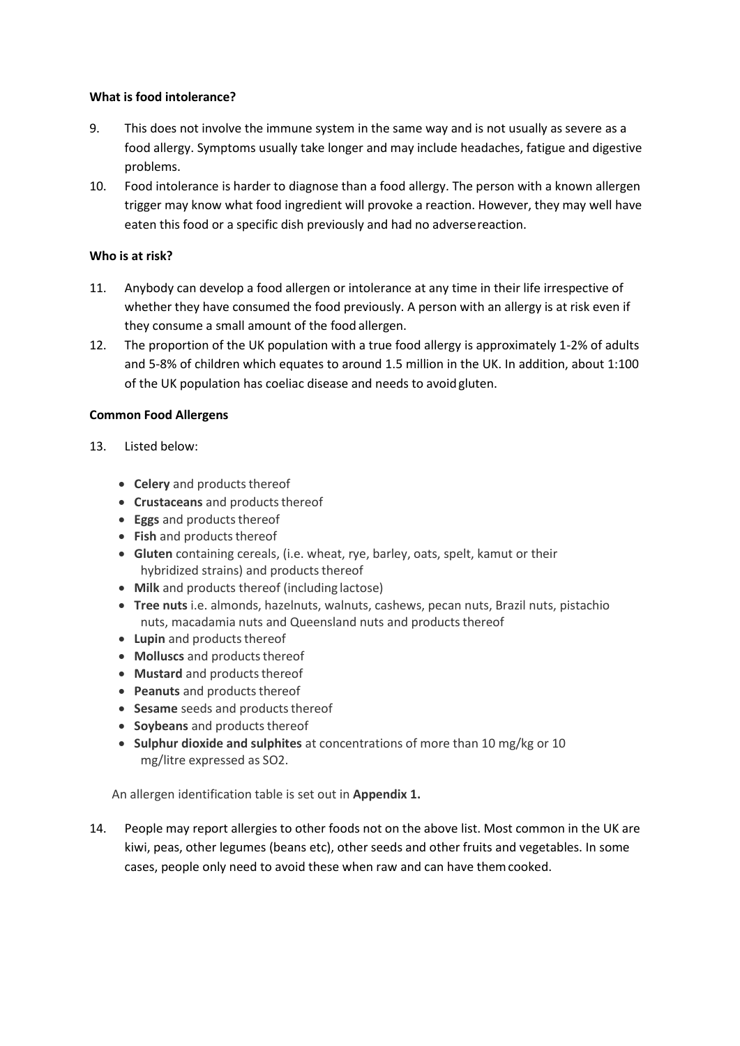**What is food intolerance?**

9. This does not involve the immune system in the same way and is not usually as severe as a food allergy. Symptoms usually take longer and may include headaches, fatigue and digestive problems.
10. Food intolerance is harder to diagnose than a food allergy. The person with a known allergen trigger may know what food ingredient will provoke a reaction. However, they may well have eaten this food or a specific dish previously and had no adverse reaction.

**Who is at risk?**

11. Anybody can develop a food allergen or intolerance at any time in their life irrespective of whether they have consumed the food previously. A person with an allergy is at risk even if they consume a small amount of the food allergen.
12. The proportion of the UK population with a true food allergy is approximately 1-2% of adults and 5-8% of children which equates to around 1.5 million in the UK. In addition, about 1:100 of the UK population has coeliac disease and needs to avoid gluten.

**Common Food Allergens**

13. Listed below:

    - **Celery** and products thereof
    - **Crustaceans** and products thereof
    - **Eggs** and products thereof
    - **Fish** and products thereof
    - **Gluten** containing cereals, (i.e. wheat, rye, barley, oats, spelt, kamut or their hybridized strains) and products thereof
    - **Milk** and products thereof (including lactose)
    - **Tree nuts** i.e. almonds, hazelnuts, walnuts, cashews, pecan nuts, Brazil nuts, pistachio nuts, macadamia nuts and Queensland nuts and products thereof
    - **Lupin** and products thereof
    - **Molluscs** and products thereof
    - **Mustard** and products thereof
    - **Peanuts** and products thereof
    - **Sesame** seeds and products thereof
    - **Soybeans** and products thereof
    - **Sulphur dioxide and sulphites** at concentrations of more than 10 mg/kg or 10 mg/litre expressed as $SO_2$.

    An allergen identification table is set out in **Appendix 1.**

14. People may report allergies to other foods not on the above list. Most common in the UK are kiwi, peas, other legumes (beans etc), other seeds and other fruits and vegetables. In some cases, people only need to avoid these when raw and can have them cooked.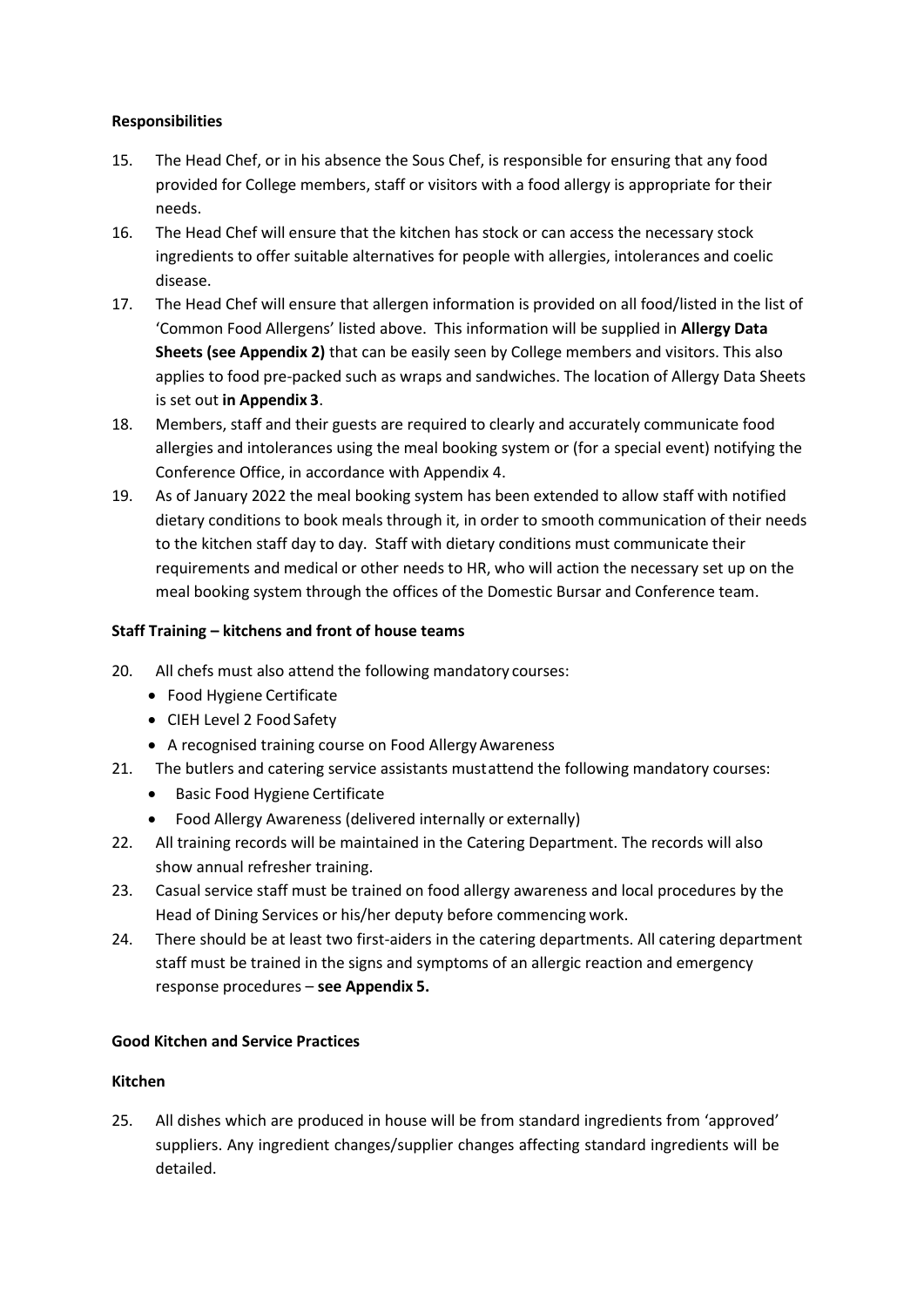**Responsibilities**

15. The Head Chef, or in his absence the Sous Chef, is responsible for ensuring that any food provided for College members, staff or visitors with a food allergy is appropriate for their needs.
16. The Head Chef will ensure that the kitchen has stock or can access the necessary stock ingredients to offer suitable alternatives for people with allergies, intolerances and coelic disease.
17. The Head Chef will ensure that allergen information is provided on all food/listed in the list of 'Common Food Allergens' listed above. This information will be supplied in **Allergy Data Sheets (see Appendix 2)** that can be easily seen by College members and visitors. This also applies to food pre-packed such as wraps and sandwiches. The location of Allergy Data Sheets is set out **in Appendix 3**.
18. Members, staff and their guests are required to clearly and accurately communicate food allergies and intolerances using the meal booking system or (for a special event) notifying the Conference Office, in accordance with Appendix 4.
19. As of January 2022 the meal booking system has been extended to allow staff with notified dietary conditions to book meals through it, in order to smooth communication of their needs to the kitchen staff day to day. Staff with dietary conditions must communicate their requirements and medical or other needs to HR, who will action the necessary set up on the meal booking system through the offices of the Domestic Bursar and Conference team.

**Staff Training – kitchens and front of house teams**

20. All chefs must also attend the following mandatory courses:
    - Food Hygiene Certificate
    - CIEH Level 2 Food Safety
    - A recognised training course on Food Allergy Awareness
21. The butlers and catering service assistants mustattend the following mandatory courses:
    - Basic Food Hygiene Certificate
    - Food Allergy Awareness (delivered internally or externally)
22. All training records will be maintained in the Catering Department. The records will also show annual refresher training.
23. Casual service staff must be trained on food allergy awareness and local procedures by the Head of Dining Services or his/her deputy before commencing work.
24. There should be at least two first-aiders in the catering departments. All catering department staff must be trained in the signs and symptoms of an allergic reaction and emergency response procedures – **see Appendix 5.**

**Good Kitchen and Service Practices**

**Kitchen**

25. All dishes which are produced in house will be from standard ingredients from 'approved' suppliers. Any ingredient changes/supplier changes affecting standard ingredients will be detailed.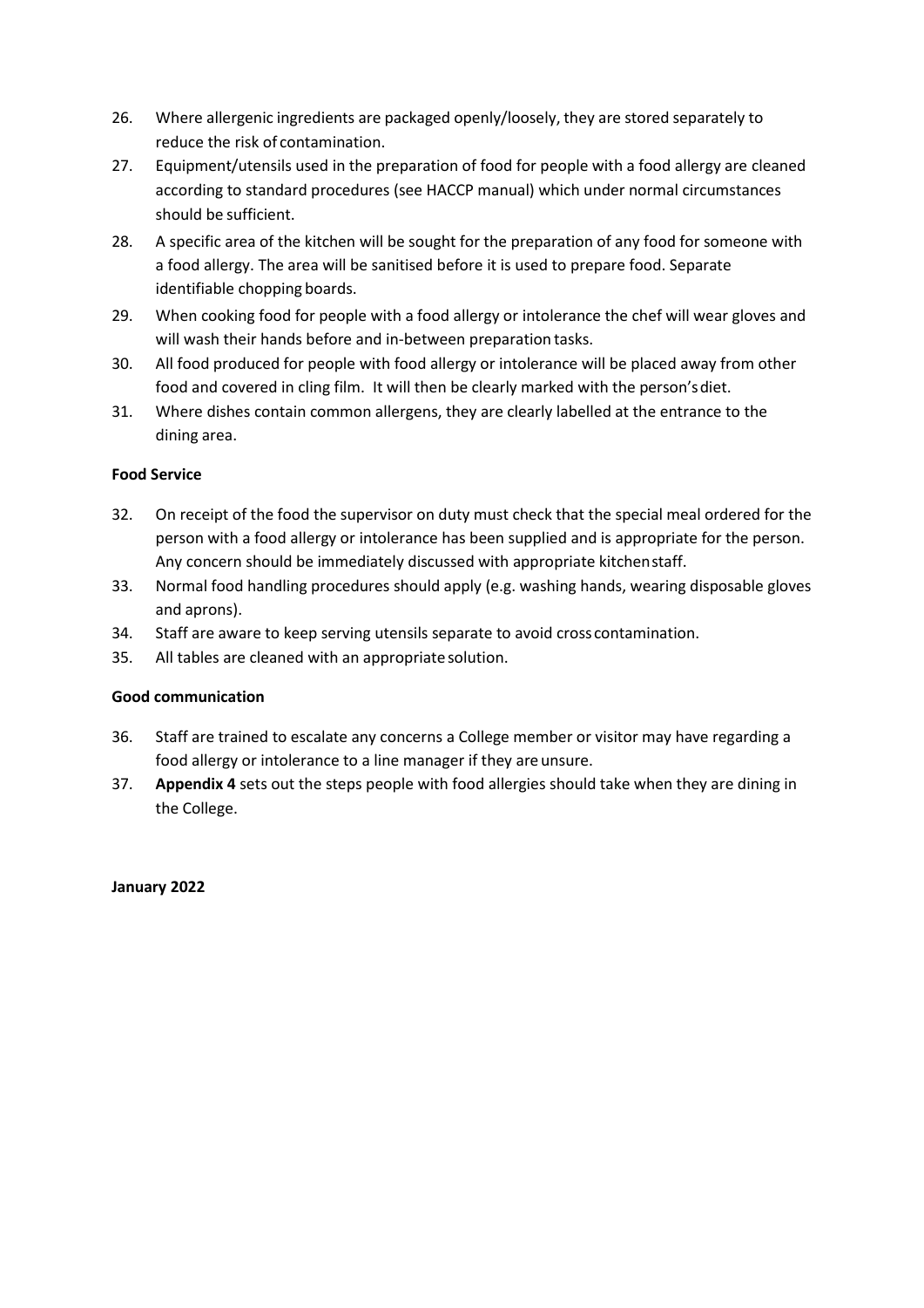26. Where allergenic ingredients are packaged openly/loosely, they are stored separately to reduce the risk of contamination.
27. Equipment/utensils used in the preparation of food for people with a food allergy are cleaned according to standard procedures (see HACCP manual) which under normal circumstances should be sufficient.
28. A specific area of the kitchen will be sought for the preparation of any food for someone with a food allergy. The area will be sanitised before it is used to prepare food. Separate identifiable chopping boards.
29. When cooking food for people with a food allergy or intolerance the chef will wear gloves and will wash their hands before and in-between preparation tasks.
30. All food produced for people with food allergy or intolerance will be placed away from other food and covered in cling film. It will then be clearly marked with the person's diet.
31. Where dishes contain common allergens, they are clearly labelled at the entrance to the dining area.

**Food Service**

32. On receipt of the food the supervisor on duty must check that the special meal ordered for the person with a food allergy or intolerance has been supplied and is appropriate for the person. Any concern should be immediately discussed with appropriate kitchen staff.
33. Normal food handling procedures should apply (e.g. washing hands, wearing disposable gloves and aprons).
34. Staff are aware to keep serving utensils separate to avoid cross contamination.
35. All tables are cleaned with an appropriate solution.

**Good communication**

36. Staff are trained to escalate any concerns a College member or visitor may have regarding a food allergy or intolerance to a line manager if they are unsure.
37. **Appendix 4** sets out the steps people with food allergies should take when they are dining in the College.

**January 2022**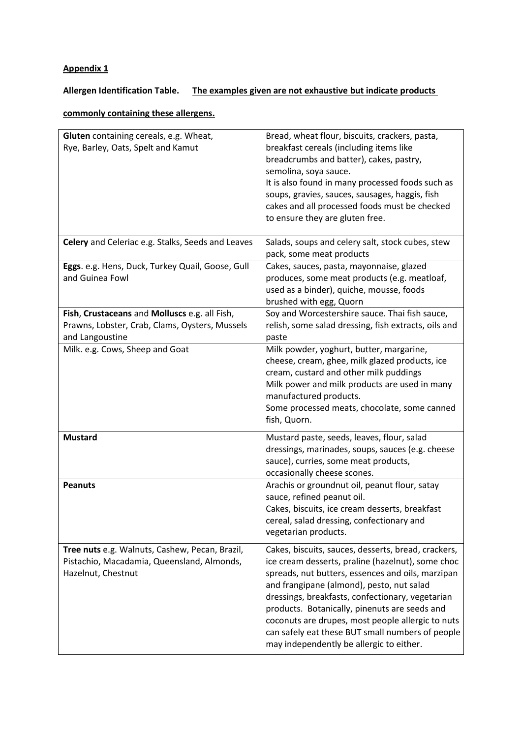**Appendix 1**

**Allergen Identification Table.** **The examples given are not exhaustive but indicate products commonly containing these allergens.**

| | |
|---|---|
| **Gluten** containing cereals, e.g. Wheat, Rye, Barley, Oats, Spelt and Kamut | Bread, wheat flour, biscuits, crackers, pasta, breakfast cereals (including items like breadcrumbs and batter), cakes, pastry, semolina, soya sauce.<br>It is also found in many processed foods such as soups, gravies, sauces, sausages, haggis, fish cakes and all processed foods must be checked to ensure they are gluten free. |
| **Celery** and Celeriac e.g. Stalks, Seeds and Leaves | Salads, soups and celery salt, stock cubes, stew pack, some meat products |
| **Eggs**. e.g. Hens, Duck, Turkey Quail, Goose, Gull and Guinea Fowl | Cakes, sauces, pasta, mayonnaise, glazed produces, some meat products (e.g. meatloaf, used as a binder), quiche, mousse, foods brushed with egg, Quorn |
| **Fish**, **Crustaceans** and **Molluscs** e.g. all Fish, Prawns, Lobster, Crab, Clams, Oysters, Mussels and Langoustine | Soy and Worcestershire sauce. Thai fish sauce, relish, some salad dressing, fish extracts, oils and paste |
| Milk. e.g. Cows, Sheep and Goat | Milk powder, yoghurt, butter, margarine, cheese, cream, ghee, milk glazed products, ice cream, custard and other milk puddings<br>Milk power and milk products are used in many manufactured products.<br>Some processed meats, chocolate, some canned fish, Quorn. |
| **Mustard** | Mustard paste, seeds, leaves, flour, salad dressings, marinades, soups, sauces (e.g. cheese sauce), curries, some meat products, occasionally cheese scones. |
| **Peanuts** | Arachis or groundnut oil, peanut flour, satay sauce, refined peanut oil.<br>Cakes, biscuits, ice cream desserts, breakfast cereal, salad dressing, confectionary and vegetarian products. |
| **Tree nuts** e.g. Walnuts, Cashew, Pecan, Brazil, Pistachio, Macadamia, Queensland, Almonds, Hazelnut, Chestnut | Cakes, biscuits, sauces, desserts, bread, crackers, ice cream desserts, praline (hazelnut), some choc spreads, nut butters, essences and oils, marzipan and frangipane (almond), pesto, nut salad dressings, breakfasts, confectionary, vegetarian products. Botanically, pinenuts are seeds and coconuts are drupes, most people allergic to nuts can safely eat these BUT small numbers of people may independently be allergic to either. |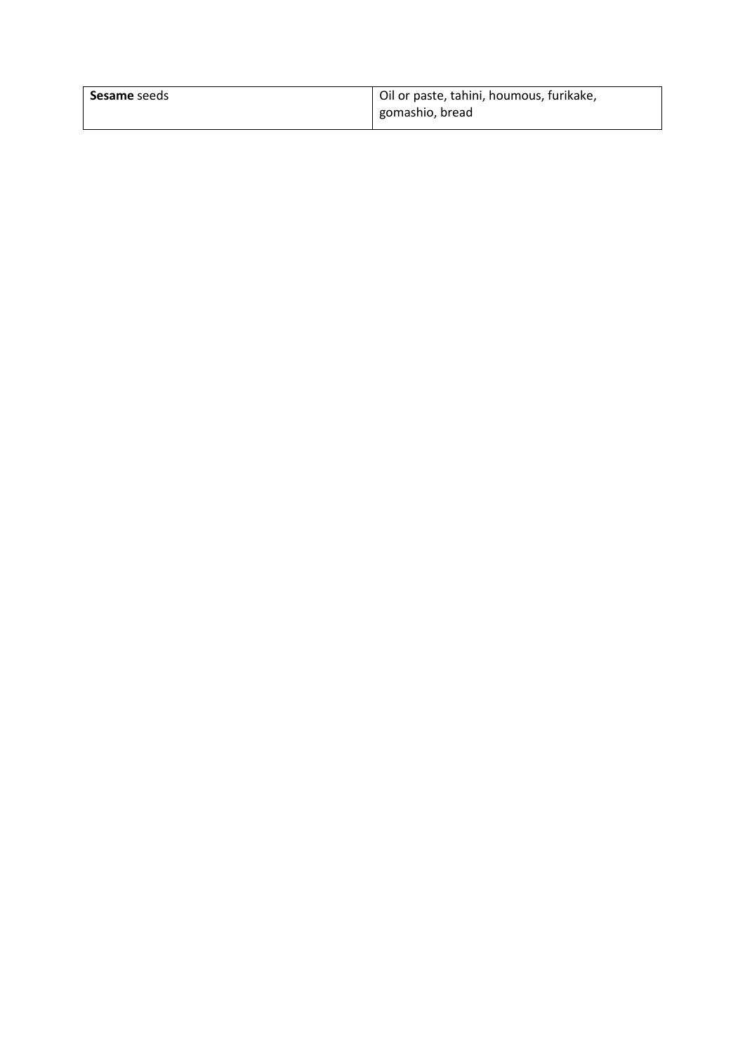| **Sesame** seeds | Oil or paste, tahini, houmous, furikake, gomashio, bread |
| --- | --- |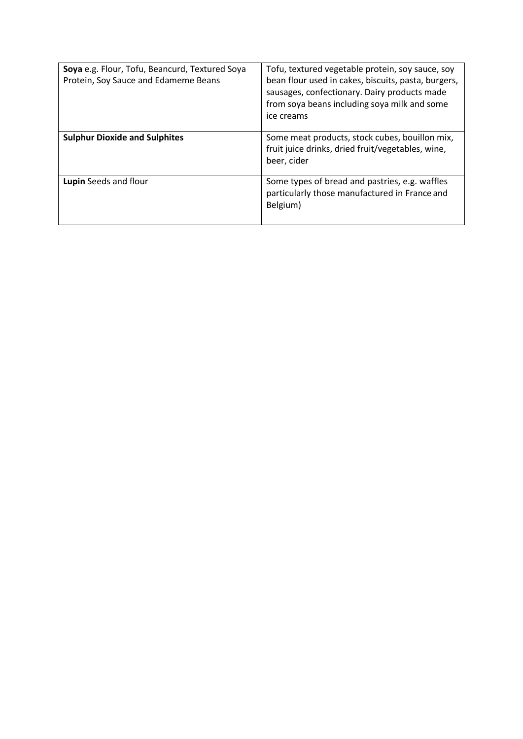| | |
|---|---|
| **Soya** e.g. Flour, Tofu, Beancurd, Textured Soya Protein, Soy Sauce and Edameme Beans | Tofu, textured vegetable protein, soy sauce, soy bean flour used in cakes, biscuits, pasta, burgers, sausages, confectionary. Dairy products made from soya beans including soya milk and some ice creams |
| **Sulphur Dioxide and Sulphites** | Some meat products, stock cubes, bouillon mix, fruit juice drinks, dried fruit/vegetables, wine, beer, cider |
| **Lupin** Seeds and flour | Some types of bread and pastries, e.g. waffles particularly those manufactured in France and Belgium) |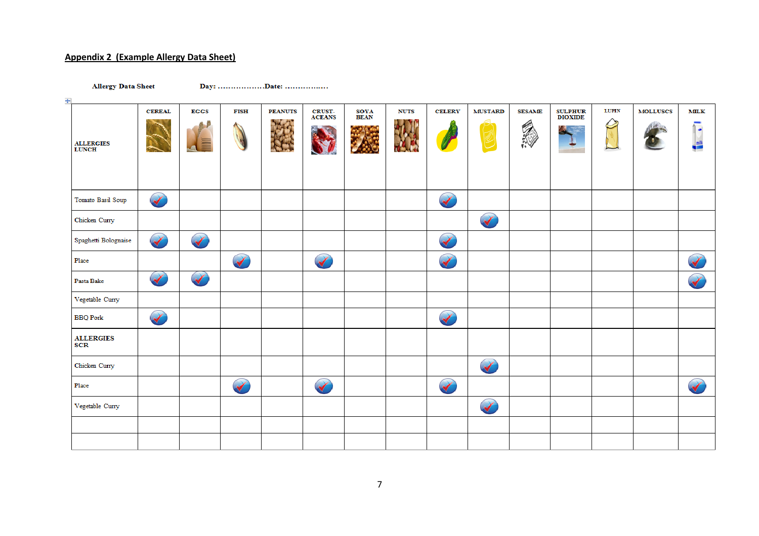## Appendix 2 (Example Allergy Data Sheet)

**Allergy Data Sheet** **Day: ………………Date: ……………..**

| ALLERGIES LUNCH | CEREAL | EGGS | FISH | PEANUTS | CRUST-ACEANS | SOYA BEAN | NUTS | CELERY | MUSTARD | SESAME | SULPHUR DIOXIDE | LUPIN | MOLLUSCS | MILK |
|---|---|---|---|---|---|---|---|---|---|---|---|---|---|---|
| Tomato Basil Soup | ✓ | | | | | | | ✓ | | | | | | |
| Chicken Curry | | | | | | | | | ✓ | | | | | |
| Spaghetti Bolognaise | ✓ | ✓ | | | | | | ✓ | | | | | | |
| Place | | | ✓ | | ✓ | | | ✓ | | | | | | ✓ |
| Pasta Bake | ✓ | ✓ | | | | | | | | | | | | ✓ |
| Vegetable Curry | | | | | | | | | | | | | | |
| BBQ Pork | ✓ | | | | | | | ✓ | | | | | | |
| **ALLERGIES SCR** | | | | | | | | | | | | | | |
| Chicken Curry | | | | | | | | | ✓ | | | | | |
| Place | | | ✓ | | ✓ | | | ✓ | | | | | | ✓ |
| Vegetable Curry | | | | | | | | | ✓ | | | | | |
| | | | | | | | | | | | | | | |
| | | | | | | | | | | | | | | |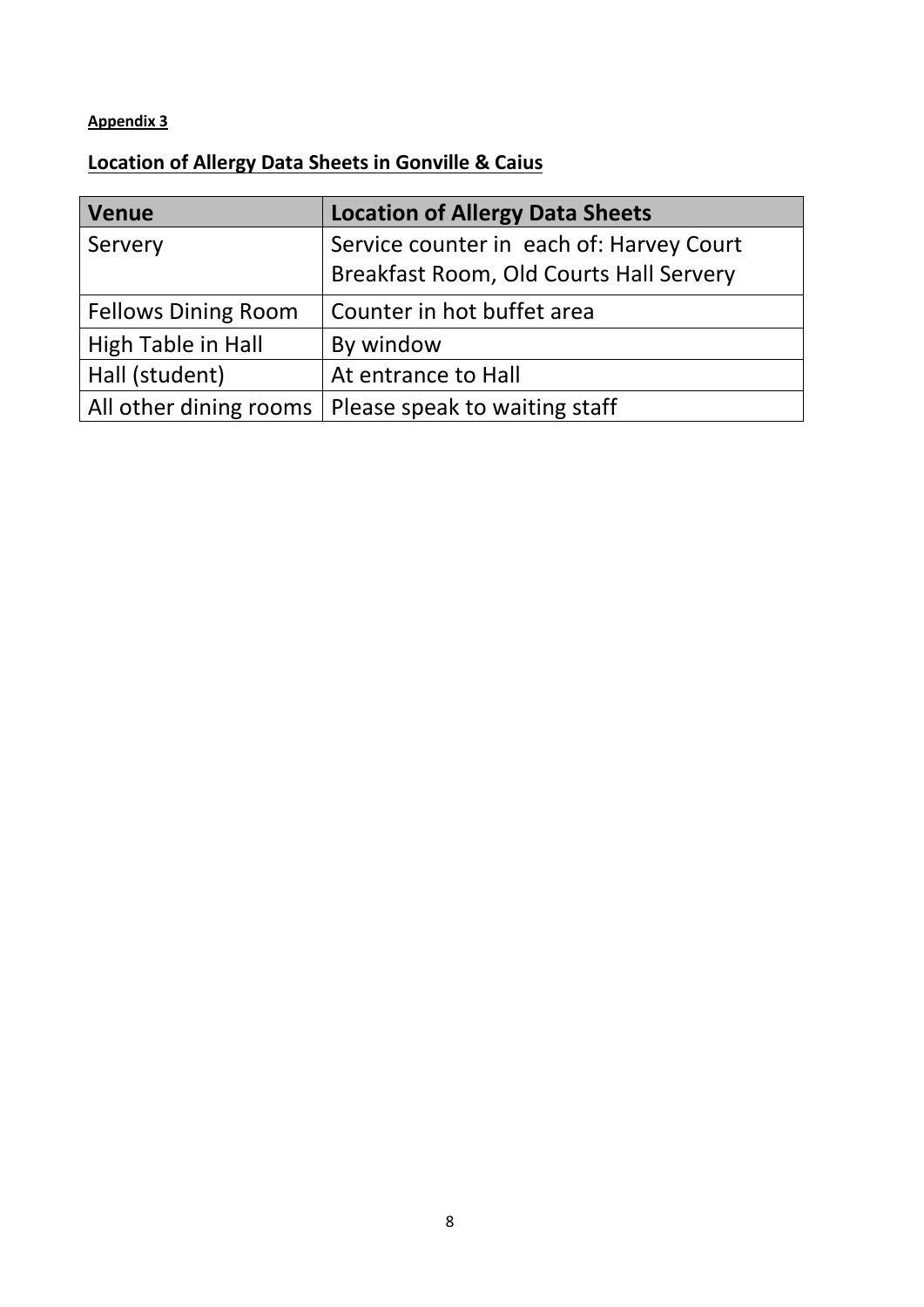**Appendix 3**

## **Location of Allergy Data Sheets in Gonville & Caius**

| Venue | Location of Allergy Data Sheets |
| --- | --- |
| Servery | Service counter in each of: Harvey Court Breakfast Room, Old Courts Hall Servery |
| Fellows Dining Room | Counter in hot buffet area |
| High Table in Hall | By window |
| Hall (student) | At entrance to Hall |
| All other dining rooms | Please speak to waiting staff |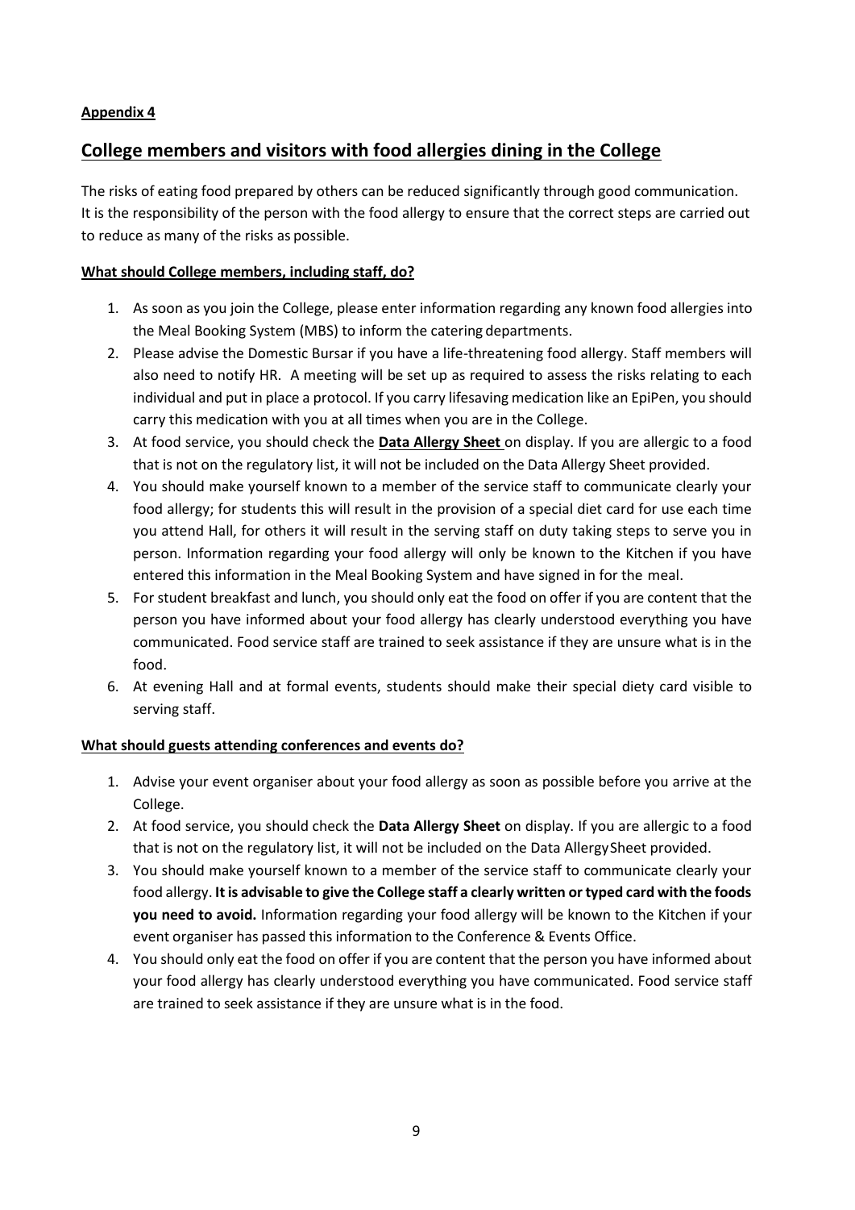**Appendix 4**

## College members and visitors with food allergies dining in the College

The risks of eating food prepared by others can be reduced significantly through good communication. It is the responsibility of the person with the food allergy to ensure that the correct steps are carried out to reduce as many of the risks as possible.

**What should College members, including staff, do?**

1. As soon as you join the College, please enter information regarding any known food allergies into the Meal Booking System (MBS) to inform the catering departments.
2. Please advise the Domestic Bursar if you have a life-threatening food allergy. Staff members will also need to notify HR. A meeting will be set up as required to assess the risks relating to each individual and put in place a protocol. If you carry lifesaving medication like an EpiPen, you should carry this medication with you at all times when you are in the College.
3. At food service, you should check the **Data Allergy Sheet** on display. If you are allergic to a food that is not on the regulatory list, it will not be included on the Data Allergy Sheet provided.
4. You should make yourself known to a member of the service staff to communicate clearly your food allergy; for students this will result in the provision of a special diet card for use each time you attend Hall, for others it will result in the serving staff on duty taking steps to serve you in person. Information regarding your food allergy will only be known to the Kitchen if you have entered this information in the Meal Booking System and have signed in for the meal.
5. For student breakfast and lunch, you should only eat the food on offer if you are content that the person you have informed about your food allergy has clearly understood everything you have communicated. Food service staff are trained to seek assistance if they are unsure what is in the food.
6. At evening Hall and at formal events, students should make their special diety card visible to serving staff.

**What should guests attending conferences and events do?**

1. Advise your event organiser about your food allergy as soon as possible before you arrive at the College.
2. At food service, you should check the **Data Allergy Sheet** on display. If you are allergic to a food that is not on the regulatory list, it will not be included on the Data Allergy Sheet provided.
3. You should make yourself known to a member of the service staff to communicate clearly your food allergy. **It is advisable to give the College staff a clearly written or typed card with the foods you need to avoid.** Information regarding your food allergy will be known to the Kitchen if your event organiser has passed this information to the Conference & Events Office.
4. You should only eat the food on offer if you are content that the person you have informed about your food allergy has clearly understood everything you have communicated. Food service staff are trained to seek assistance if they are unsure what is in the food.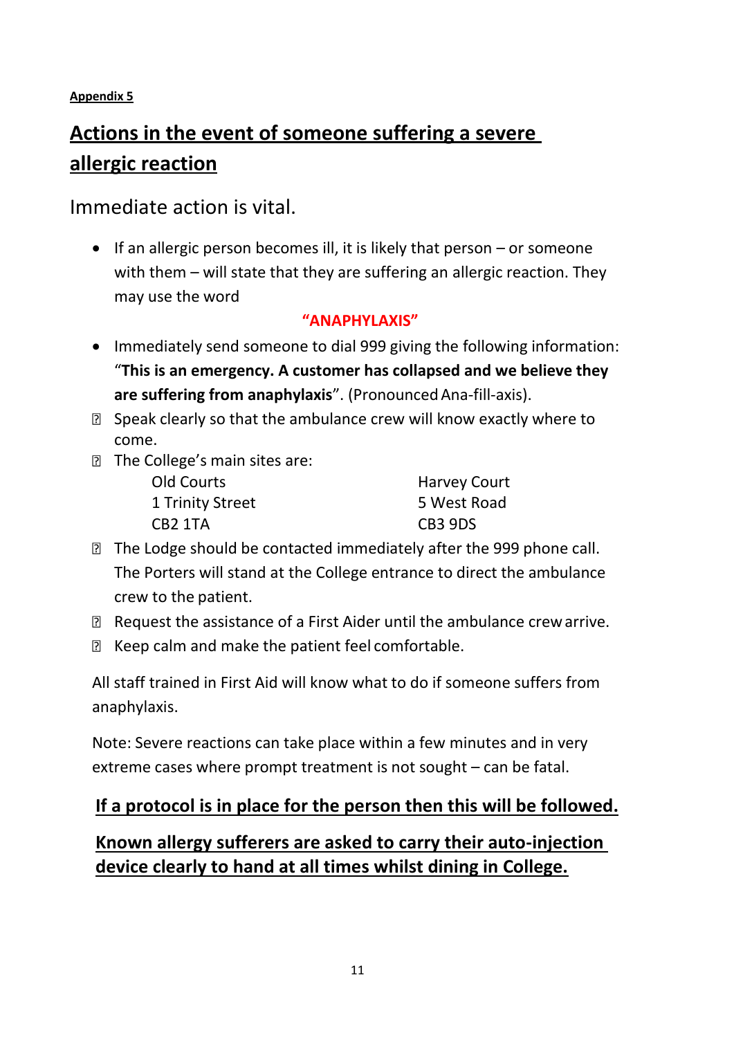**Appendix 5**

# Actions in the event of someone suffering a severe allergic reaction

Immediate action is vital.

- If an allergic person becomes ill, it is likely that person – or someone with them – will state that they are suffering an allergic reaction. They may use the word

  **"ANAPHYLAXIS"**

- Immediately send someone to dial 999 giving the following information: "**This is an emergency. A customer has collapsed and we believe they are suffering from anaphylaxis**". (Pronounced Ana-fill-axis).
- Speak clearly so that the ambulance crew will know exactly where to come.
- The College's main sites are:

| | |
|---|---|
| Old Courts | Harvey Court |
| 1 Trinity Street | 5 West Road |
| CB2 1TA | CB3 9DS |

- The Lodge should be contacted immediately after the 999 phone call. The Porters will stand at the College entrance to direct the ambulance crew to the patient.
- Request the assistance of a First Aider until the ambulance crew arrive.
- Keep calm and make the patient feel comfortable.

All staff trained in First Aid will know what to do if someone suffers from anaphylaxis.

Note: Severe reactions can take place within a few minutes and in very extreme cases where prompt treatment is not sought – can be fatal.

**If a protocol is in place for the person then this will be followed.**

**Known allergy sufferers are asked to carry their auto-injection device clearly to hand at all times whilst dining in College.**